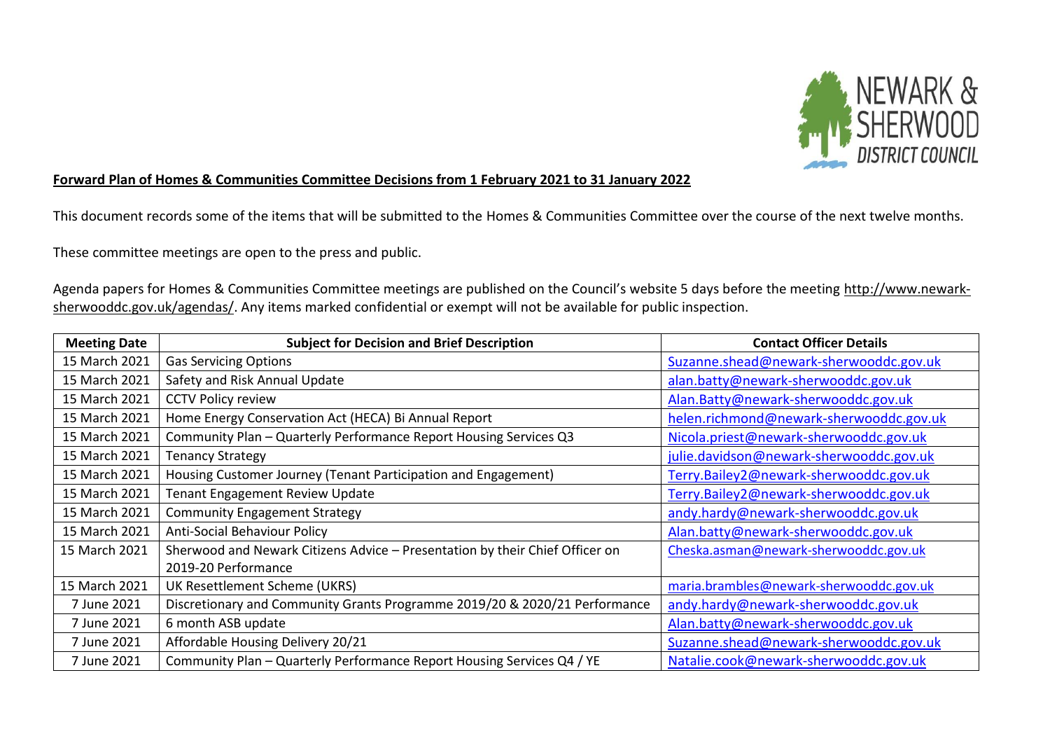**Forward Plan of Homes & Communities Committee Decisions from 1 February 2021 to 31 January 2022**

This document records some of the items that will be submitted to the Homes & Communities Committee over the course of the next twelve months.

These committee meetings are open to the press and public.

Agenda papers for Homes & Communities Committee meetings are published on the Council's website 5 days before the meeting http://www.newark-sherwooddc.gov.uk/agendas/. Any items marked confidential or exempt will not be available for public inspection.

| Meeting Date | Subject for Decision and Brief Description | Contact Officer Details |
|---|---|---|
| 15 March 2021 | Gas Servicing Options | Suzanne.shead@newark-sherwooddc.gov.uk |
| 15 March 2021 | Safety and Risk Annual Update | alan.batty@newark-sherwooddc.gov.uk |
| 15 March 2021 | CCTV Policy review | Alan.Batty@newark-sherwooddc.gov.uk |
| 15 March 2021 | Home Energy Conservation Act (HECA) Bi Annual Report | helen.richmond@newark-sherwooddc.gov.uk |
| 15 March 2021 | Community Plan – Quarterly Performance Report Housing Services Q3 | Nicola.priest@newark-sherwooddc.gov.uk |
| 15 March 2021 | Tenancy Strategy | julie.davidson@newark-sherwooddc.gov.uk |
| 15 March 2021 | Housing Customer Journey (Tenant Participation and Engagement) | Terry.Bailey2@newark-sherwooddc.gov.uk |
| 15 March 2021 | Tenant Engagement Review Update | Terry.Bailey2@newark-sherwooddc.gov.uk |
| 15 March 2021 | Community Engagement Strategy | andy.hardy@newark-sherwooddc.gov.uk |
| 15 March 2021 | Anti-Social Behaviour Policy | Alan.batty@newark-sherwooddc.gov.uk |
| 15 March 2021 | Sherwood and Newark Citizens Advice – Presentation by their Chief Officer on 2019-20 Performance | Cheska.asman@newark-sherwooddc.gov.uk |
| 15 March 2021 | UK Resettlement Scheme (UKRS) | maria.brambles@newark-sherwooddc.gov.uk |
| 7 June 2021 | Discretionary and Community Grants Programme 2019/20 & 2020/21 Performance | andy.hardy@newark-sherwooddc.gov.uk |
| 7 June 2021 | 6 month ASB update | Alan.batty@newark-sherwooddc.gov.uk |
| 7 June 2021 | Affordable Housing Delivery 20/21 | Suzanne.shead@newark-sherwooddc.gov.uk |
| 7 June 2021 | Community Plan – Quarterly Performance Report Housing Services Q4 / YE | Natalie.cook@newark-sherwooddc.gov.uk |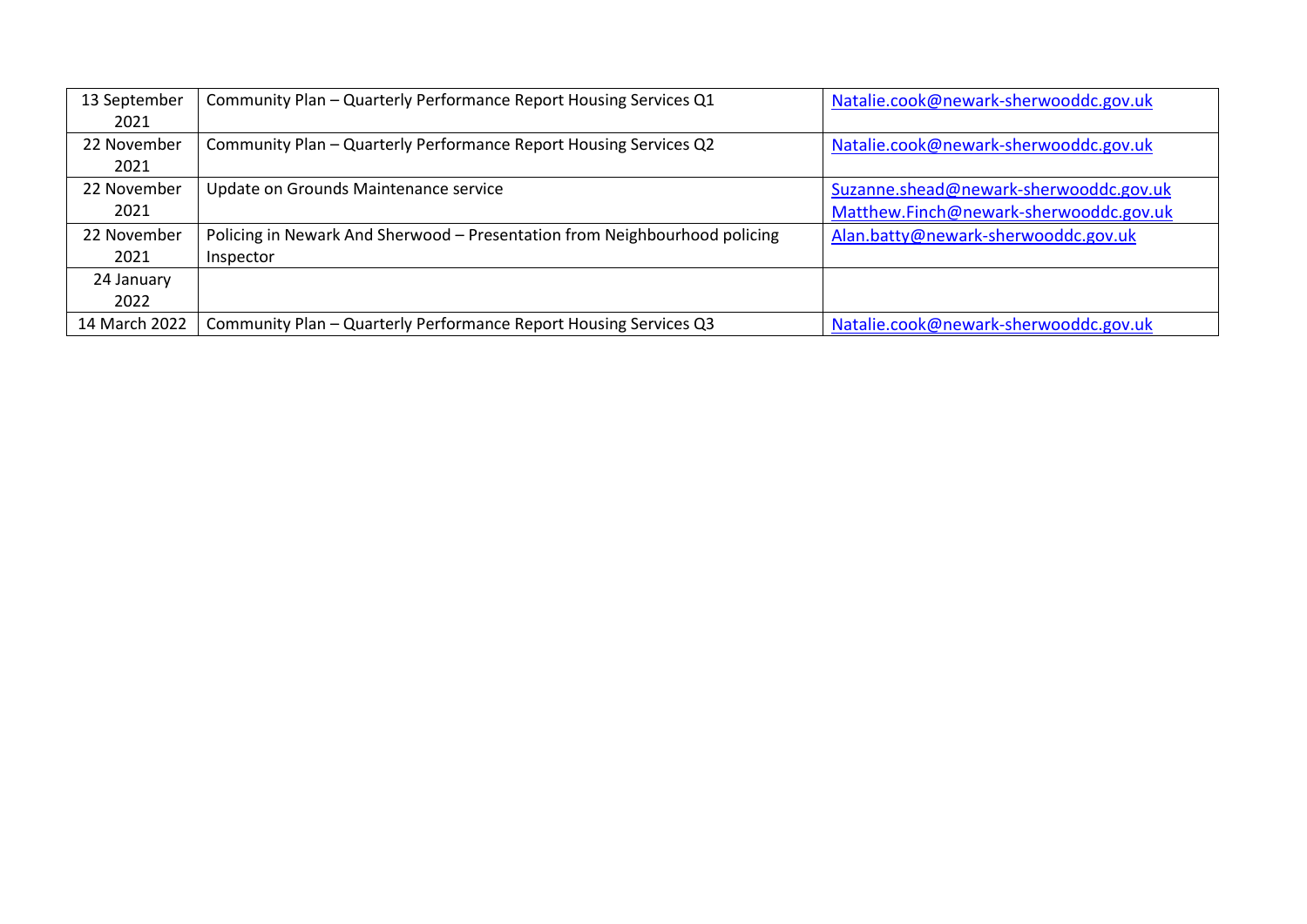| | | |
|---|---|---|
| 13 September 2021 | Community Plan – Quarterly Performance Report Housing Services Q1 | Natalie.cook@newark-sherwooddc.gov.uk |
| 22 November 2021 | Community Plan – Quarterly Performance Report Housing Services Q2 | Natalie.cook@newark-sherwooddc.gov.uk |
| 22 November 2021 | Update on Grounds Maintenance service | Suzanne.shead@newark-sherwooddc.gov.uk Matthew.Finch@newark-sherwooddc.gov.uk |
| 22 November 2021 | Policing in Newark And Sherwood – Presentation from Neighbourhood policing Inspector | Alan.batty@newark-sherwooddc.gov.uk |
| 24 January 2022 | | |
| 14 March 2022 | Community Plan – Quarterly Performance Report Housing Services Q3 | Natalie.cook@newark-sherwooddc.gov.uk |